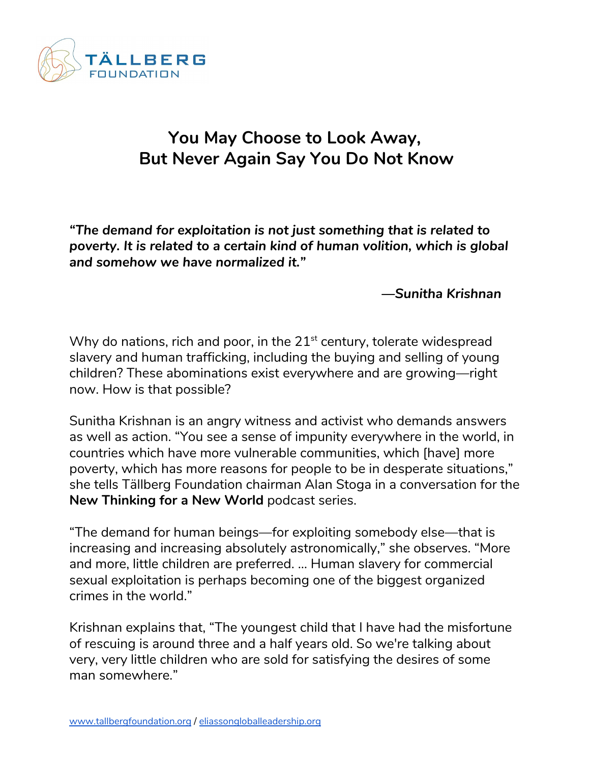TÄLLBERG FOUNDATION

# You May Choose to Look Away, But Never Again Say You Do Not Know

***"The demand for exploitation is not just something that is related to poverty. It is related to a certain kind of human volition, which is global and somehow we have normalized it."***

***—Sunitha Krishnan***

Why do nations, rich and poor, in the 21st century, tolerate widespread slavery and human trafficking, including the buying and selling of young children? These abominations exist everywhere and are growing—right now. How is that possible?

Sunitha Krishnan is an angry witness and activist who demands answers as well as action. "You see a sense of impunity everywhere in the world, in countries which have more vulnerable communities, which [have] more poverty, which has more reasons for people to be in desperate situations," she tells Tällberg Foundation chairman Alan Stoga in a conversation for the **New Thinking for a New World** podcast series.

"The demand for human beings—for exploiting somebody else—that is increasing and increasing absolutely astronomically," she observes. "More and more, little children are preferred. … Human slavery for commercial sexual exploitation is perhaps becoming one of the biggest organized crimes in the world."

Krishnan explains that, "The youngest child that I have had the misfortune of rescuing is around three and a half years old. So we're talking about very, very little children who are sold for satisfying the desires of some man somewhere."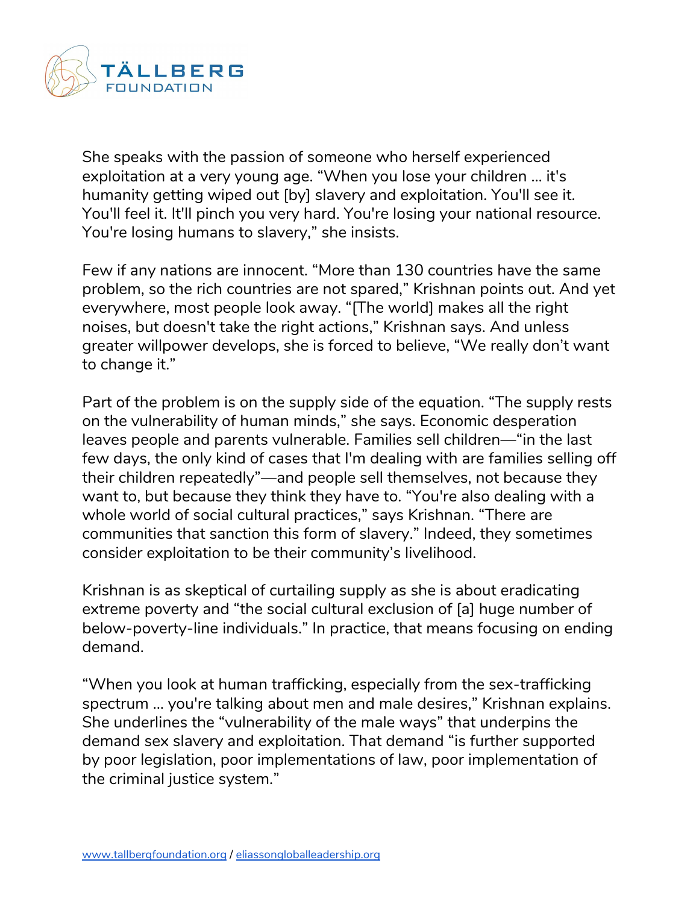She speaks with the passion of someone who herself experienced exploitation at a very young age. “When you lose your children … it's humanity getting wiped out [by] slavery and exploitation. You'll see it. You'll feel it. It'll pinch you very hard. You're losing your national resource. You're losing humans to slavery,” she insists.

Few if any nations are innocent. “More than 130 countries have the same problem, so the rich countries are not spared,” Krishnan points out. And yet everywhere, most people look away. “[The world] makes all the right noises, but doesn't take the right actions,” Krishnan says. And unless greater willpower develops, she is forced to believe, “We really don’t want to change it.”

Part of the problem is on the supply side of the equation. “The supply rests on the vulnerability of human minds,” she says. Economic desperation leaves people and parents vulnerable. Families sell children—“in the last few days, the only kind of cases that I'm dealing with are families selling off their children repeatedly”—and people sell themselves, not because they want to, but because they think they have to. “You're also dealing with a whole world of social cultural practices,” says Krishnan. “There are communities that sanction this form of slavery.” Indeed, they sometimes consider exploitation to be their community’s livelihood.

Krishnan is as skeptical of curtailing supply as she is about eradicating extreme poverty and “the social cultural exclusion of [a] huge number of below-poverty-line individuals.” In practice, that means focusing on ending demand.

“When you look at human trafficking, especially from the sex-trafficking spectrum … you're talking about men and male desires,” Krishnan explains. She underlines the “vulnerability of the male ways” that underpins the demand sex slavery and exploitation. That demand “is further supported by poor legislation, poor implementations of law, poor implementation of the criminal justice system.”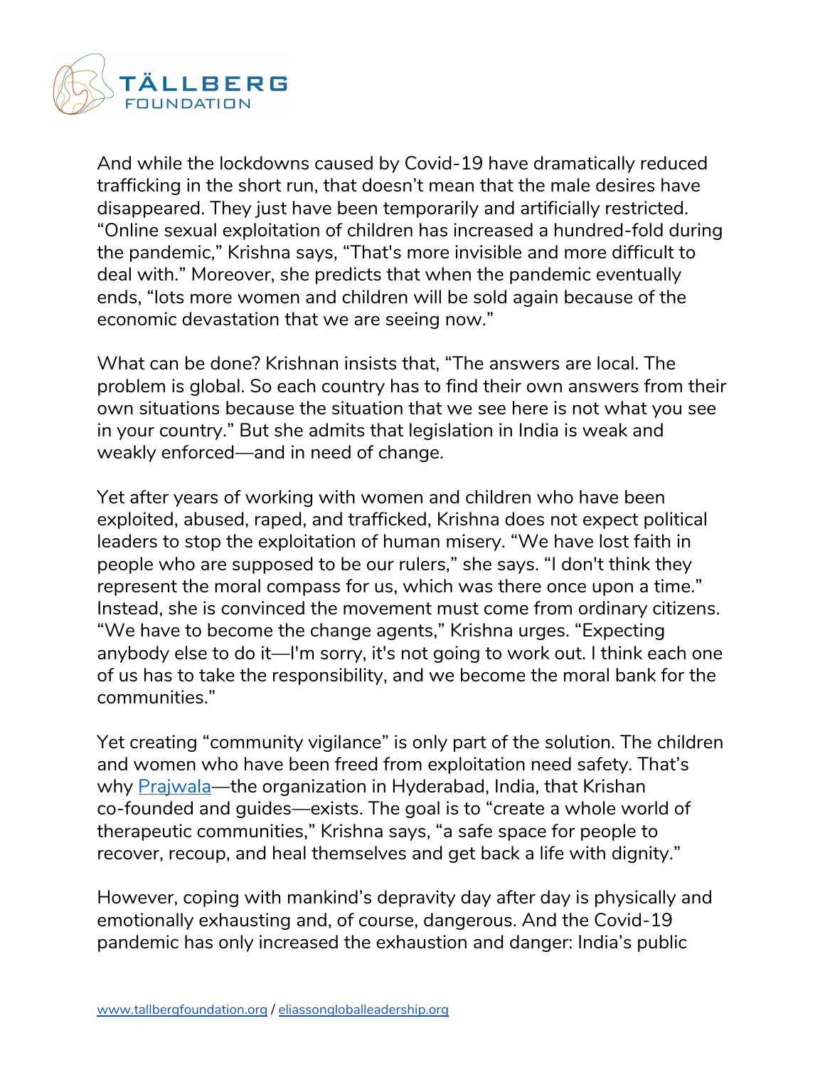And while the lockdowns caused by Covid-19 have dramatically reduced trafficking in the short run, that doesn't mean that the male desires have disappeared. They just have been temporarily and artificially restricted. "Online sexual exploitation of children has increased a hundred-fold during the pandemic," Krishna says, "That's more invisible and more difficult to deal with." Moreover, she predicts that when the pandemic eventually ends, "lots more women and children will be sold again because of the economic devastation that we are seeing now."

What can be done? Krishnan insists that, "The answers are local. The problem is global. So each country has to find their own answers from their own situations because the situation that we see here is not what you see in your country." But she admits that legislation in India is weak and weakly enforced—and in need of change.

Yet after years of working with women and children who have been exploited, abused, raped, and trafficked, Krishna does not expect political leaders to stop the exploitation of human misery. "We have lost faith in people who are supposed to be our rulers," she says. "I don't think they represent the moral compass for us, which was there once upon a time." Instead, she is convinced the movement must come from ordinary citizens. "We have to become the change agents," Krishna urges. "Expecting anybody else to do it—I'm sorry, it's not going to work out. I think each one of us has to take the responsibility, and we become the moral bank for the communities."

Yet creating "community vigilance" is only part of the solution. The children and women who have been freed from exploitation need safety. That's why [Prajwala]—the organization in Hyderabad, India, that Krishan co-founded and guides—exists. The goal is to "create a whole world of therapeutic communities," Krishna says, "a safe space for people to recover, recoup, and heal themselves and get back a life with dignity."

However, coping with mankind's depravity day after day is physically and emotionally exhausting and, of course, dangerous. And the Covid-19 pandemic has only increased the exhaustion and danger: India's public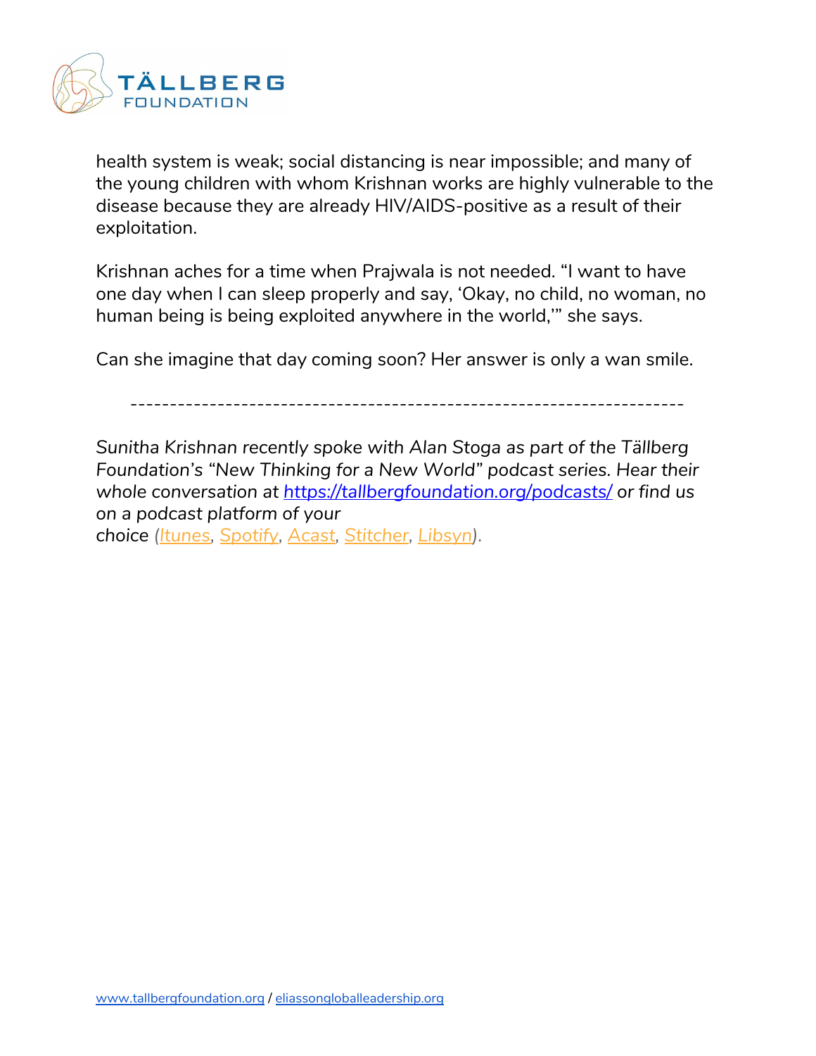health system is weak; social distancing is near impossible; and many of the young children with whom Krishnan works are highly vulnerable to the disease because they are already HIV/AIDS-positive as a result of their exploitation.

Krishnan aches for a time when Prajwala is not needed. “I want to have one day when I can sleep properly and say, ‘Okay, no child, no woman, no human being is being exploited anywhere in the world,’” she says.

Can she imagine that day coming soon? Her answer is only a wan smile.

---

*Sunitha Krishnan recently spoke with Alan Stoga as part of the Tällberg Foundation’s “New Thinking for a New World” podcast series. Hear their whole conversation at [https://tallbergfoundation.org/podcasts/](https://tallbergfoundation.org/podcasts/) or find us on a podcast platform of your choice (Itunes, Spotify, Acast, Stitcher, Libsyn).*